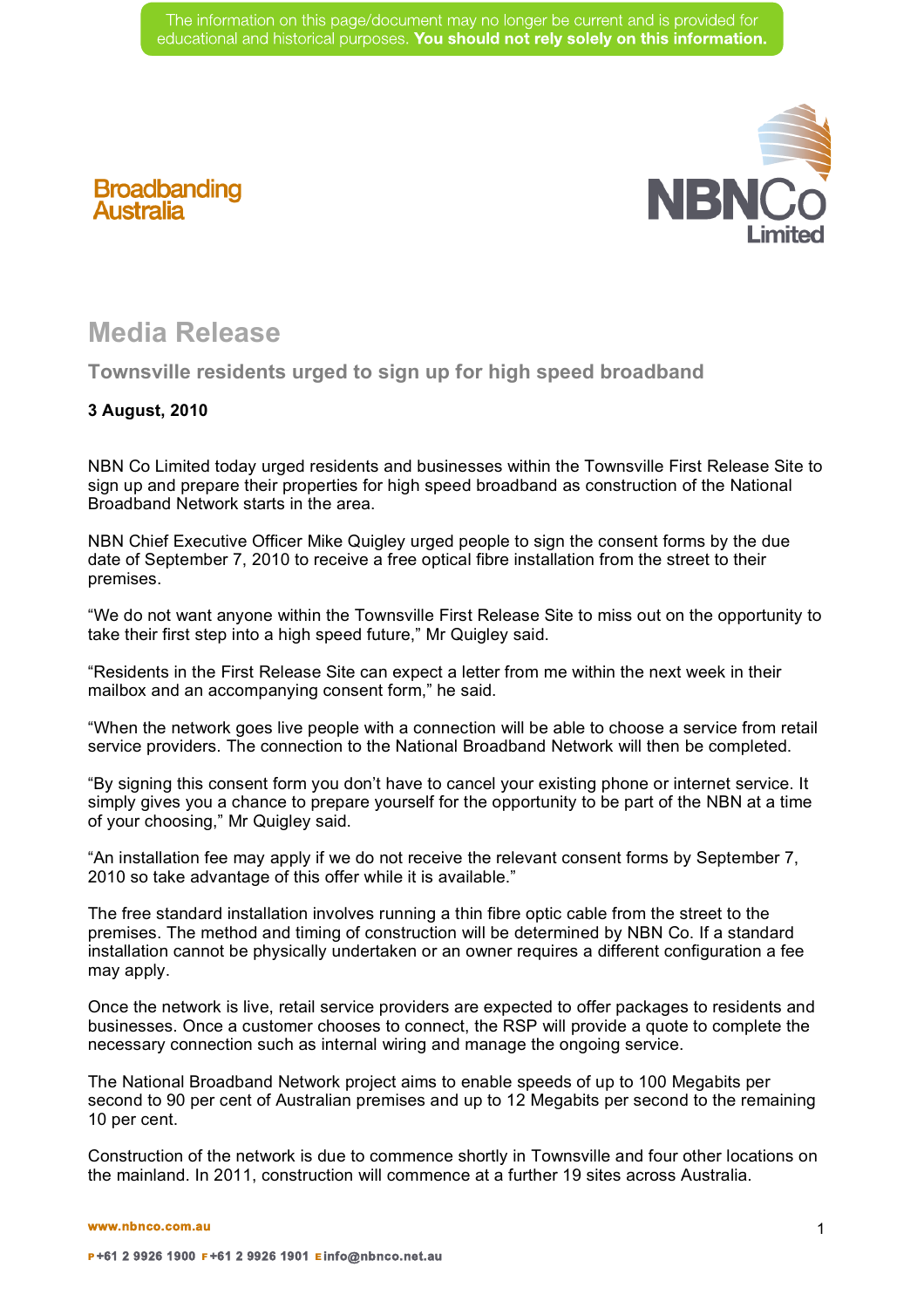The information on this page/document may no longer be current and is provided for educational and historical purposes. **You should not rely solely on this information.**

Broadbanding Australia

NBNCo Limited

# Media Release

## Townsville residents urged to sign up for high speed broadband

**3 August, 2010**

NBN Co Limited today urged residents and businesses within the Townsville First Release Site to sign up and prepare their properties for high speed broadband as construction of the National Broadband Network starts in the area.

NBN Chief Executive Officer Mike Quigley urged people to sign the consent forms by the due date of September 7, 2010 to receive a free optical fibre installation from the street to their premises.

"We do not want anyone within the Townsville First Release Site to miss out on the opportunity to take their first step into a high speed future," Mr Quigley said.

"Residents in the First Release Site can expect a letter from me within the next week in their mailbox and an accompanying consent form," he said.

"When the network goes live people with a connection will be able to choose a service from retail service providers. The connection to the National Broadband Network will then be completed.

"By signing this consent form you don't have to cancel your existing phone or internet service. It simply gives you a chance to prepare yourself for the opportunity to be part of the NBN at a time of your choosing," Mr Quigley said.

"An installation fee may apply if we do not receive the relevant consent forms by September 7, 2010 so take advantage of this offer while it is available."

The free standard installation involves running a thin fibre optic cable from the street to the premises. The method and timing of construction will be determined by NBN Co. If a standard installation cannot be physically undertaken or an owner requires a different configuration a fee may apply.

Once the network is live, retail service providers are expected to offer packages to residents and businesses. Once a customer chooses to connect, the RSP will provide a quote to complete the necessary connection such as internal wiring and manage the ongoing service.

The National Broadband Network project aims to enable speeds of up to 100 Megabits per second to 90 per cent of Australian premises and up to 12 Megabits per second to the remaining 10 per cent.

Construction of the network is due to commence shortly in Townsville and four other locations on the mainland. In 2011, construction will commence at a further 19 sites across Australia.

www.nbnco.com.au

P +61 2 9926 1900 F +61 2 9926 1901 E info@nbnco.net.au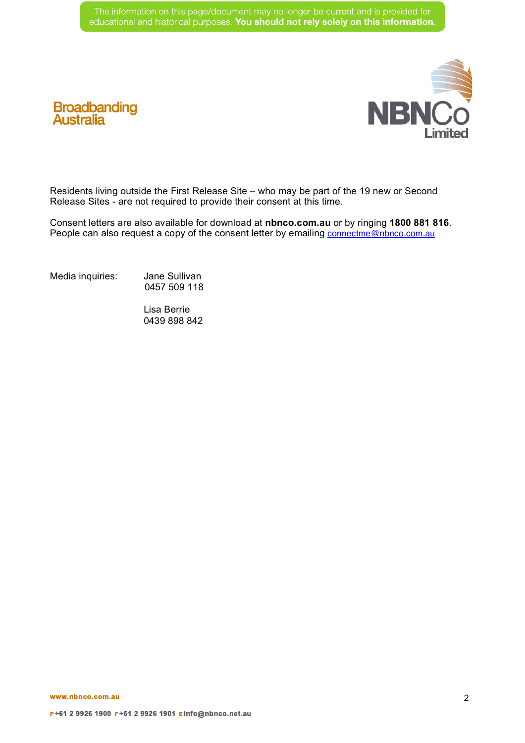The information on this page/document may no longer be current and is provided for educational and historical purposes. **You should not rely solely on this information.**

Broadbanding Australia

NBNCo Limited

Residents living outside the First Release Site – who may be part of the 19 new or Second Release Sites - are not required to provide their consent at this time.

Consent letters are also available for download at **nbnco.com.au** or by ringing **1800 881 816**. People can also request a copy of the consent letter by emailing connectme@nbnco.com.au

Media inquiries: Jane Sullivan
0457 509 118

Lisa Berrie
0439 898 842

www.nbnco.com.au

P +61 2 9926 1900 F +61 2 9926 1901 E info@nbnco.net.au